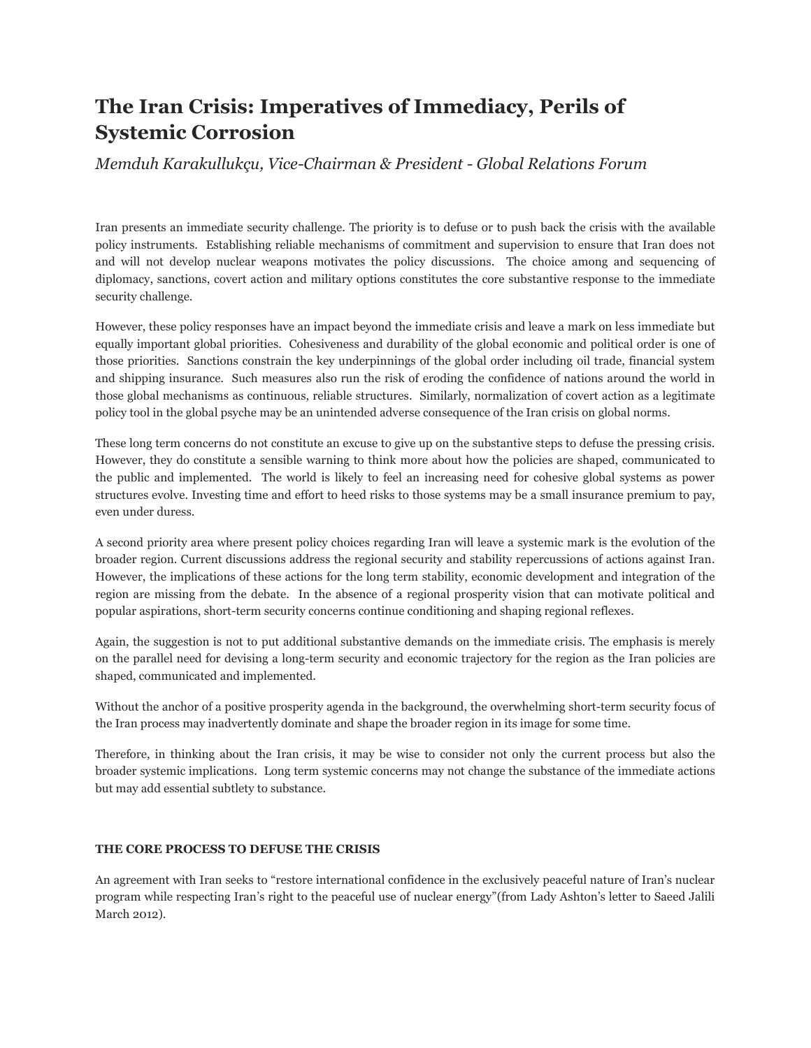# The Iran Crisis: Imperatives of Immediacy, Perils of Systemic Corrosion

*Memduh Karakullukçu, Vice-Chairman & President - Global Relations Forum*

Iran presents an immediate security challenge. The priority is to defuse or to push back the crisis with the available policy instruments. Establishing reliable mechanisms of commitment and supervision to ensure that Iran does not and will not develop nuclear weapons motivates the policy discussions. The choice among and sequencing of diplomacy, sanctions, covert action and military options constitutes the core substantive response to the immediate security challenge.

However, these policy responses have an impact beyond the immediate crisis and leave a mark on less immediate but equally important global priorities. Cohesiveness and durability of the global economic and political order is one of those priorities. Sanctions constrain the key underpinnings of the global order including oil trade, financial system and shipping insurance. Such measures also run the risk of eroding the confidence of nations around the world in those global mechanisms as continuous, reliable structures. Similarly, normalization of covert action as a legitimate policy tool in the global psyche may be an unintended adverse consequence of the Iran crisis on global norms.

These long term concerns do not constitute an excuse to give up on the substantive steps to defuse the pressing crisis. However, they do constitute a sensible warning to think more about how the policies are shaped, communicated to the public and implemented. The world is likely to feel an increasing need for cohesive global systems as power structures evolve. Investing time and effort to heed risks to those systems may be a small insurance premium to pay, even under duress.

A second priority area where present policy choices regarding Iran will leave a systemic mark is the evolution of the broader region. Current discussions address the regional security and stability repercussions of actions against Iran. However, the implications of these actions for the long term stability, economic development and integration of the region are missing from the debate. In the absence of a regional prosperity vision that can motivate political and popular aspirations, short-term security concerns continue conditioning and shaping regional reflexes.

Again, the suggestion is not to put additional substantive demands on the immediate crisis. The emphasis is merely on the parallel need for devising a long-term security and economic trajectory for the region as the Iran policies are shaped, communicated and implemented.

Without the anchor of a positive prosperity agenda in the background, the overwhelming short-term security focus of the Iran process may inadvertently dominate and shape the broader region in its image for some time.

Therefore, in thinking about the Iran crisis, it may be wise to consider not only the current process but also the broader systemic implications. Long term systemic concerns may not change the substance of the immediate actions but may add essential subtlety to substance.

**THE CORE PROCESS TO DEFUSE THE CRISIS**

An agreement with Iran seeks to "restore international confidence in the exclusively peaceful nature of Iran's nuclear program while respecting Iran's right to the peaceful use of nuclear energy"(from Lady Ashton's letter to Saeed Jalili March 2012).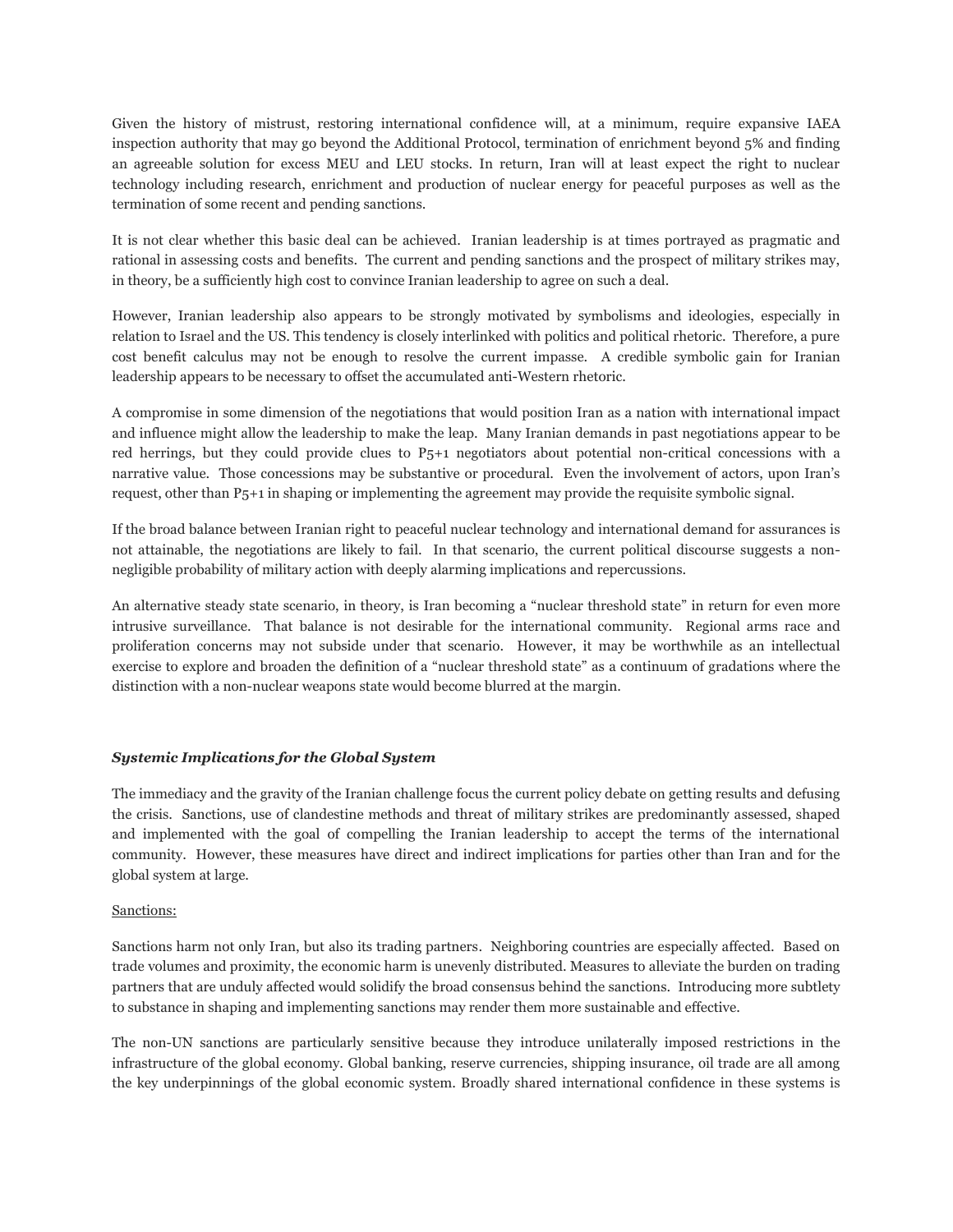Given the history of mistrust, restoring international confidence will, at a minimum, require expansive IAEA inspection authority that may go beyond the Additional Protocol, termination of enrichment beyond 5% and finding an agreeable solution for excess MEU and LEU stocks. In return, Iran will at least expect the right to nuclear technology including research, enrichment and production of nuclear energy for peaceful purposes as well as the termination of some recent and pending sanctions.

It is not clear whether this basic deal can be achieved. Iranian leadership is at times portrayed as pragmatic and rational in assessing costs and benefits. The current and pending sanctions and the prospect of military strikes may, in theory, be a sufficiently high cost to convince Iranian leadership to agree on such a deal.

However, Iranian leadership also appears to be strongly motivated by symbolisms and ideologies, especially in relation to Israel and the US. This tendency is closely interlinked with politics and political rhetoric. Therefore, a pure cost benefit calculus may not be enough to resolve the current impasse. A credible symbolic gain for Iranian leadership appears to be necessary to offset the accumulated anti-Western rhetoric.

A compromise in some dimension of the negotiations that would position Iran as a nation with international impact and influence might allow the leadership to make the leap. Many Iranian demands in past negotiations appear to be red herrings, but they could provide clues to P5+1 negotiators about potential non-critical concessions with a narrative value. Those concessions may be substantive or procedural. Even the involvement of actors, upon Iran's request, other than P5+1 in shaping or implementing the agreement may provide the requisite symbolic signal.

If the broad balance between Iranian right to peaceful nuclear technology and international demand for assurances is not attainable, the negotiations are likely to fail. In that scenario, the current political discourse suggests a non-negligible probability of military action with deeply alarming implications and repercussions.

An alternative steady state scenario, in theory, is Iran becoming a "nuclear threshold state" in return for even more intrusive surveillance. That balance is not desirable for the international community. Regional arms race and proliferation concerns may not subside under that scenario. However, it may be worthwhile as an intellectual exercise to explore and broaden the definition of a "nuclear threshold state" as a continuum of gradations where the distinction with a non-nuclear weapons state would become blurred at the margin.

### *Systemic Implications for the Global System*

The immediacy and the gravity of the Iranian challenge focus the current policy debate on getting results and defusing the crisis. Sanctions, use of clandestine methods and threat of military strikes are predominantly assessed, shaped and implemented with the goal of compelling the Iranian leadership to accept the terms of the international community. However, these measures have direct and indirect implications for parties other than Iran and for the global system at large.

Sanctions:

Sanctions harm not only Iran, but also its trading partners. Neighboring countries are especially affected. Based on trade volumes and proximity, the economic harm is unevenly distributed. Measures to alleviate the burden on trading partners that are unduly affected would solidify the broad consensus behind the sanctions. Introducing more subtlety to substance in shaping and implementing sanctions may render them more sustainable and effective.

The non-UN sanctions are particularly sensitive because they introduce unilaterally imposed restrictions in the infrastructure of the global economy. Global banking, reserve currencies, shipping insurance, oil trade are all among the key underpinnings of the global economic system. Broadly shared international confidence in these systems is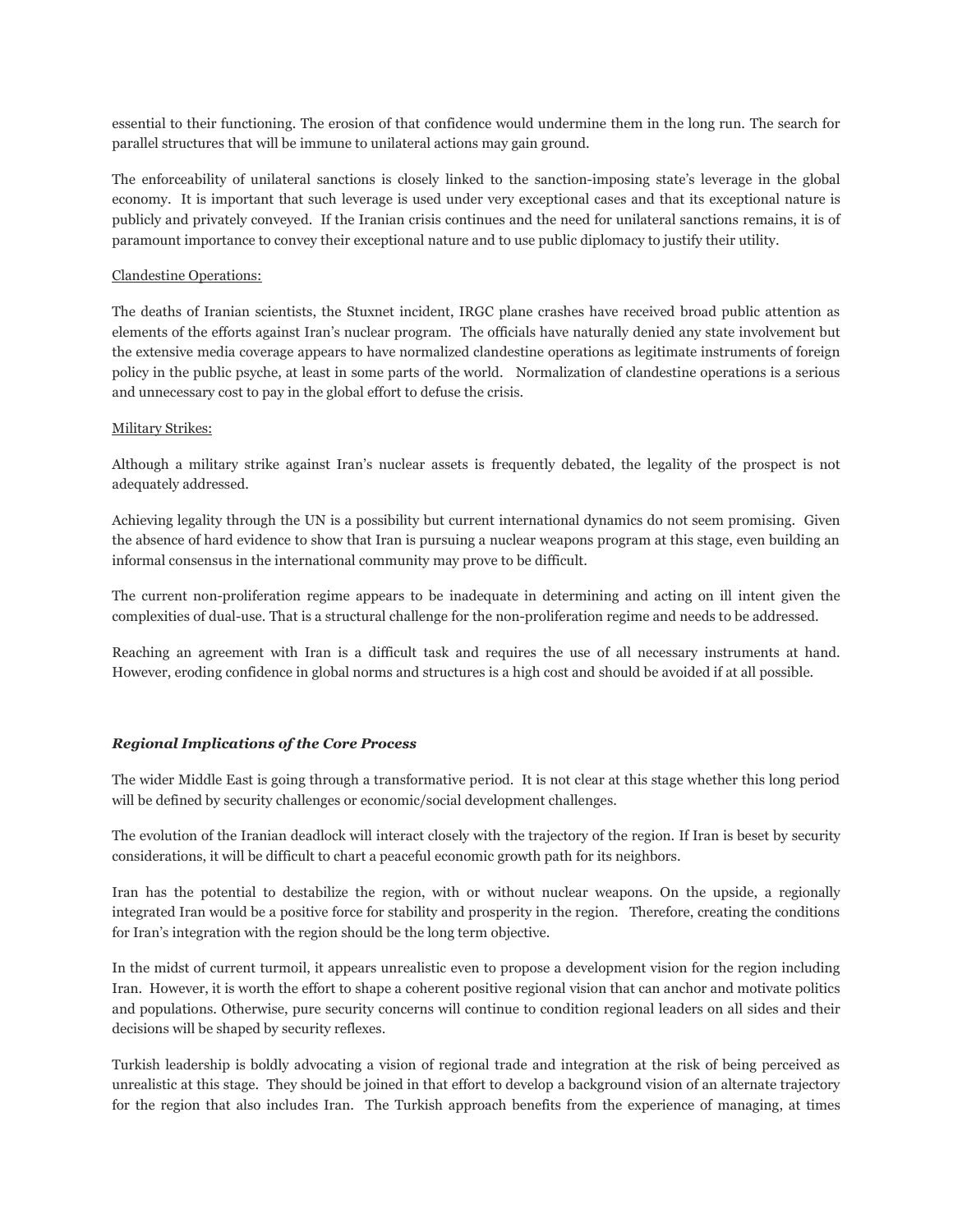essential to their functioning. The erosion of that confidence would undermine them in the long run. The search for parallel structures that will be immune to unilateral actions may gain ground.

The enforceability of unilateral sanctions is closely linked to the sanction-imposing state's leverage in the global economy. It is important that such leverage is used under very exceptional cases and that its exceptional nature is publicly and privately conveyed. If the Iranian crisis continues and the need for unilateral sanctions remains, it is of paramount importance to convey their exceptional nature and to use public diplomacy to justify their utility.

<u>Clandestine Operations:</u>

The deaths of Iranian scientists, the Stuxnet incident, IRGC plane crashes have received broad public attention as elements of the efforts against Iran's nuclear program. The officials have naturally denied any state involvement but the extensive media coverage appears to have normalized clandestine operations as legitimate instruments of foreign policy in the public psyche, at least in some parts of the world. Normalization of clandestine operations is a serious and unnecessary cost to pay in the global effort to defuse the crisis.

<u>Military Strikes:</u>

Although a military strike against Iran's nuclear assets is frequently debated, the legality of the prospect is not adequately addressed.

Achieving legality through the UN is a possibility but current international dynamics do not seem promising. Given the absence of hard evidence to show that Iran is pursuing a nuclear weapons program at this stage, even building an informal consensus in the international community may prove to be difficult.

The current non-proliferation regime appears to be inadequate in determining and acting on ill intent given the complexities of dual-use. That is a structural challenge for the non-proliferation regime and needs to be addressed.

Reaching an agreement with Iran is a difficult task and requires the use of all necessary instruments at hand. However, eroding confidence in global norms and structures is a high cost and should be avoided if at all possible.

### ***Regional Implications of the Core Process***

The wider Middle East is going through a transformative period. It is not clear at this stage whether this long period will be defined by security challenges or economic/social development challenges.

The evolution of the Iranian deadlock will interact closely with the trajectory of the region. If Iran is beset by security considerations, it will be difficult to chart a peaceful economic growth path for its neighbors.

Iran has the potential to destabilize the region, with or without nuclear weapons. On the upside, a regionally integrated Iran would be a positive force for stability and prosperity in the region. Therefore, creating the conditions for Iran's integration with the region should be the long term objective.

In the midst of current turmoil, it appears unrealistic even to propose a development vision for the region including Iran. However, it is worth the effort to shape a coherent positive regional vision that can anchor and motivate politics and populations. Otherwise, pure security concerns will continue to condition regional leaders on all sides and their decisions will be shaped by security reflexes.

Turkish leadership is boldly advocating a vision of regional trade and integration at the risk of being perceived as unrealistic at this stage. They should be joined in that effort to develop a background vision of an alternate trajectory for the region that also includes Iran. The Turkish approach benefits from the experience of managing, at times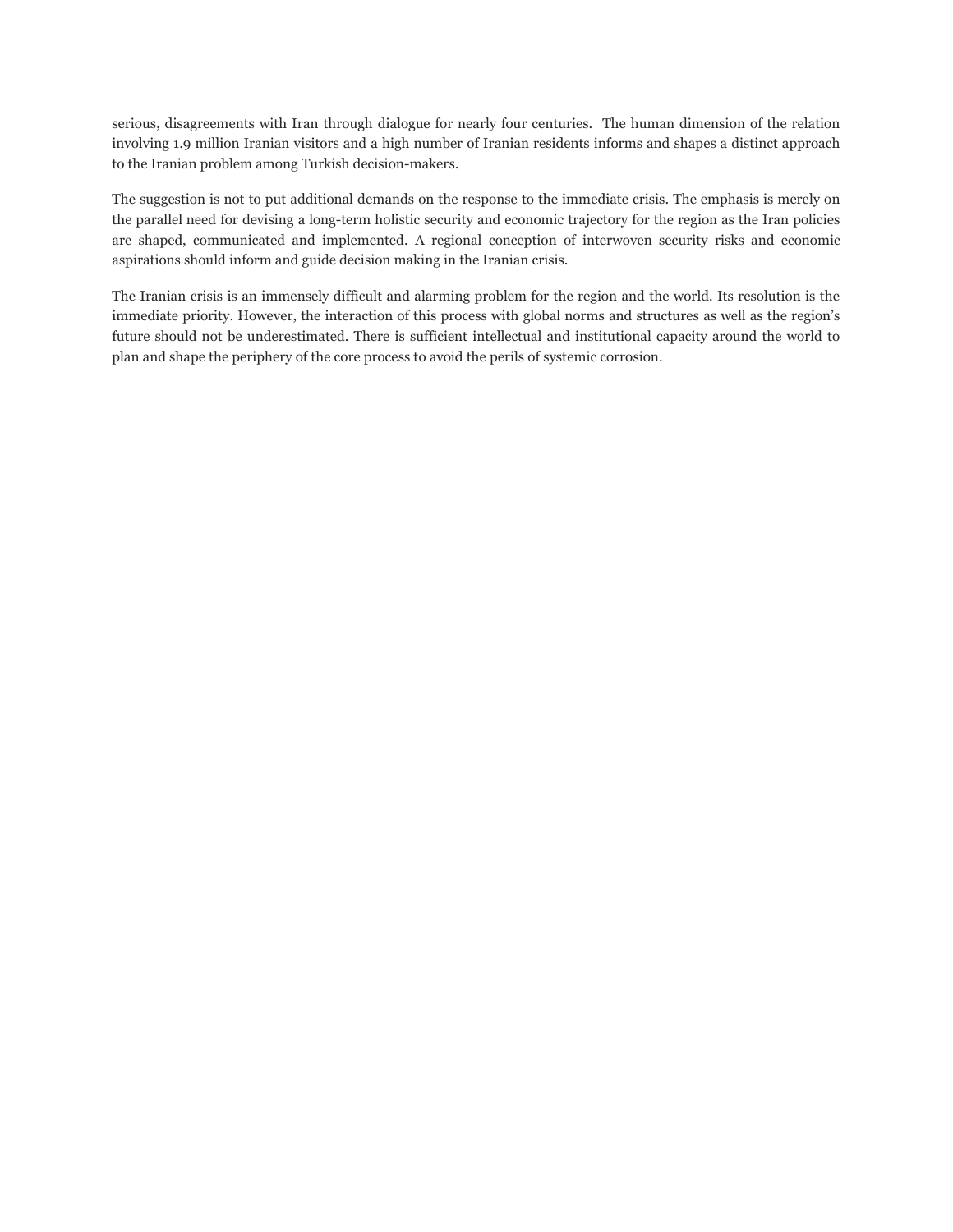serious, disagreements with Iran through dialogue for nearly four centuries. The human dimension of the relation involving 1.9 million Iranian visitors and a high number of Iranian residents informs and shapes a distinct approach to the Iranian problem among Turkish decision-makers.

The suggestion is not to put additional demands on the response to the immediate crisis. The emphasis is merely on the parallel need for devising a long-term holistic security and economic trajectory for the region as the Iran policies are shaped, communicated and implemented. A regional conception of interwoven security risks and economic aspirations should inform and guide decision making in the Iranian crisis.

The Iranian crisis is an immensely difficult and alarming problem for the region and the world. Its resolution is the immediate priority. However, the interaction of this process with global norms and structures as well as the region's future should not be underestimated. There is sufficient intellectual and institutional capacity around the world to plan and shape the periphery of the core process to avoid the perils of systemic corrosion.